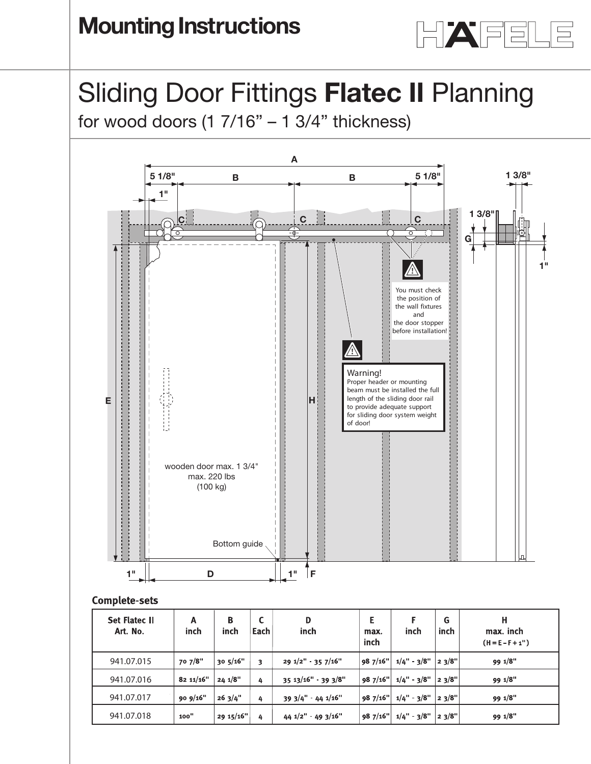# Mounting Instructions

# Sliding Door Fittings **Flatec II** Planning

for wood doors (1 7/16" – 1 3/4" thickness)

You must check the position of the wall fixtures and the door stopper before installation!

Warning!
Proper header or mounting beam must be installed the full length of the sliding door rail to provide adequate support for sliding door system weight of door!

wooden door max. 1 3/4"
max. 220 lbs
(100 kg)

Bottom guide

### Complete-sets

| Set Flatec II Art. No. | A inch | B inch | C Each | D inch | E max. inch | F inch | G inch | H max. inch (H = E – F + 1") |
|---|---|---|---|---|---|---|---|---|
| 941.07.015 | 70 7/8" | 30 5/16" | 3 | 29 1/2" - 35 7/16" | 98 7/16" | 1/4" - 3/8" | 2 3/8" | 99 1/8" |
| 941.07.016 | 82 11/16" | 24 1/8" | 4 | 35 13/16" - 39 3/8" | 98 7/16" | 1/4" - 3/8" | 2 3/8" | 99 1/8" |
| 941.07.017 | 90 9/16" | 26 3/4" | 4 | 39 3/4" - 44 1/16" | 98 7/16" | 1/4" - 3/8" | 2 3/8" | 99 1/8" |
| 941.07.018 | 100" | 29 15/16" | 4 | 44 1/2" - 49 3/16" | 98 7/16" | 1/4" - 3/8" | 2 3/8" | 99 1/8" |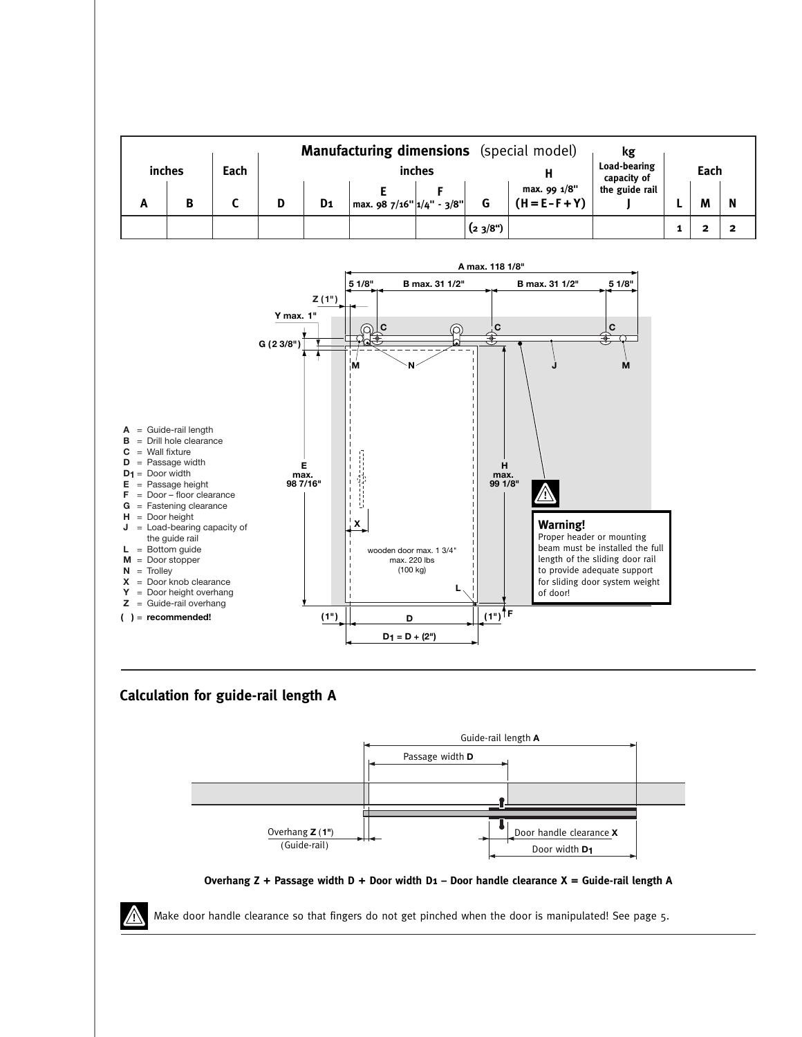| inches | | Each | Manufacturing dimensions (special model) inches | | | | | H | kg Load-bearing capacity of the guide rail | Each | | |
|---|---|---|---|---|---|---|---|---|---|---|---|---|
| A | B | C | D | $D_1$ | E max. 98 7/16" | F 1/4" - 3/8" | G | max. 99 1/8" (H = E – F + Y) | J | L | M | N |
| | | | | | | | (2 3/8") | | | 1 | 2 | 2 |

A max. 118 1/8"

5 1/8" — B max. 31 1/2" — B max. 31 1/2" — 5 1/8"

Z (1")

Y max. 1"

G (2 3/8")

E max. 98 7/16"

H max. 99 1/8"

wooden door max. 1 3/4"
max. 220 lbs
(100 kg)

(1") — D — (1") F

$D_1 = D + (2")$

- **A** = Guide-rail length
- **B** = Drill hole clearance
- **C** = Wall fixture
- **D** = Passage width
- **$D_1$** = Door width
- **E** = Passage height
- **F** = Door – floor clearance
- **G** = Fastening clearance
- **H** = Door height
- **J** = Load-bearing capacity of the guide rail
- **L** = Bottom guide
- **M** = Door stopper
- **N** = Trolley
- **X** = Door knob clearance
- **Y** = Door height overhang
- **Z** = Guide-rail overhang
- **( )** = **recommended!**

**Warning!**
Proper header or mounting beam must be installed the full length of the sliding door rail to provide adequate support for sliding door system weight of door!

## Calculation for guide-rail length A

Guide-rail length **A**

Passage width **D**

Overhang **Z** (**1"**) (Guide-rail)

Door handle clearance **X**

Door width **$D_1$**

**Overhang Z + Passage width D + Door width $D_1$ – Door handle clearance X = Guide-rail length A**

Make door handle clearance so that fingers do not get pinched when the door is manipulated! See page 5.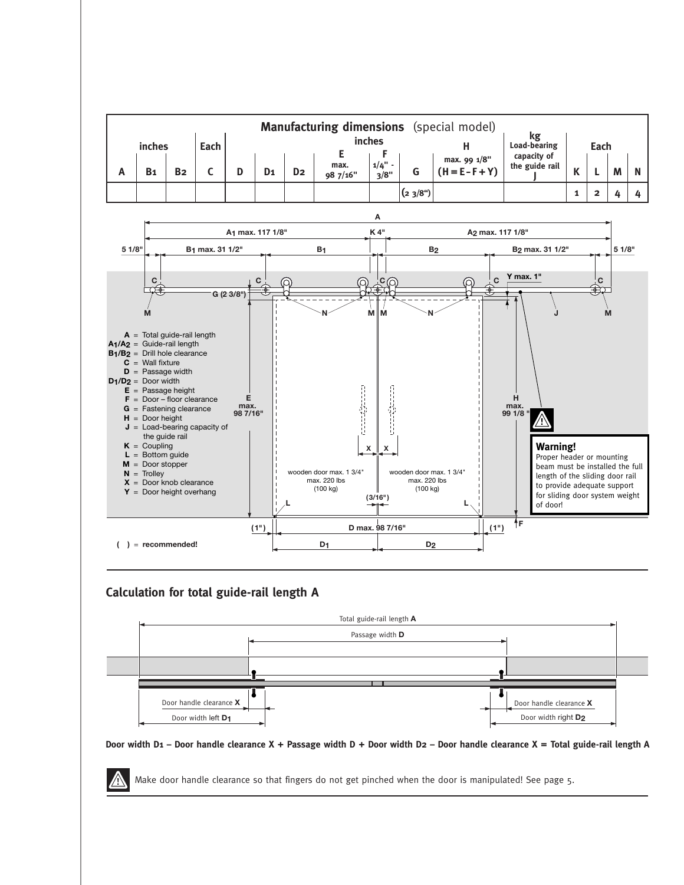| Manufacturing dimensions (special model) | | | | | | | | | | | | | | | |
|---|---|---|---|---|---|---|---|---|---|---|---|---|---|---|---|
| inches | | | Each | inches | | | | | | | kg | Each | | | |
| | | | | | | | E | F | | H | Load-bearing capacity of the guide rail | | | | |
| A | B1 | B2 | C | D | D1 | D2 | max. 98 7/16" | 1/4" - 3/8" | G | max. 99 1/8" (H = E - F + Y) | J | K | L | M | N |
| | | | | | | | | | (2 3/8") | | | 1 | 2 | 4 | 4 |

A = Total guide-rail length
A1/A2 = Guide-rail length
B1/B2 = Drill hole clearance
C = Wall fixture
D = Passage width
D1/D2 = Door width
E = Passage height
F = Door – floor clearance
G = Fastening clearance
H = Door height
J = Load-bearing capacity of the guide rail
K = Coupling
L = Bottom guide
M = Door stopper
N = Trolley
X = Door knob clearance
Y = Door height overhang

A1 max. 117 1/8" | K 4" | A2 max. 117 1/8"

5 1/8" | B1 max. 31 1/2" | B1 | B2 | B2 max. 31 1/2" | 5 1/8"

Y max. 1"

G (2 3/8")

E max. 98 7/16"

H max. 99 1/8"

wooden door max. 1 3/4" max. 220 lbs (100 kg)

wooden door max. 1 3/4" max. 220 lbs (100 kg)

(3/16")

(1") | D max. 98 7/16" | (1")

D1 | D2

( ) = recommended!

**Warning!**
Proper header or mounting beam must be installed the full length of the sliding door rail to provide adequate support for sliding door system weight of door!

## Calculation for total guide-rail length A

Total guide-rail length **A**

Passage width **D**

Door handle clearance **X** | Door handle clearance **X**

Door width left **D1** | Door width right **D2**

**Door width D1 – Door handle clearance X + Passage width D + Door width D2 – Door handle clearance X = Total guide-rail length A**

Make door handle clearance so that fingers do not get pinched when the door is manipulated! See page 5.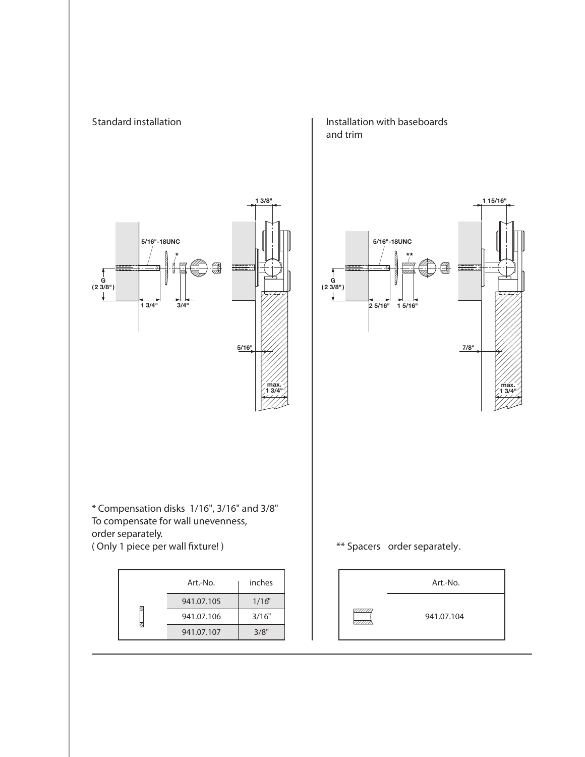## Standard installation

5/16"-18UNC

G (2 3/8")

1 3/4"

3/4"

1 3/8"

5/16"

max. 1 3/4"

\* Compensation disks 1/16", 3/16" and 3/8"
To compensate for wall unevenness,
order separately.
( Only 1 piece per wall fixture! )

| | Art.-No. | inches |
|---|---|---|
| | 941.07.105 | 1/16" |
| | 941.07.106 | 3/16" |
| | 941.07.107 | 3/8" |

## Installation with baseboards and trim

5/16"-18UNC

G (2 3/8")

2 5/16"

1 5/16"

1 15/16"

7/8"

max. 1 3/4"

\*\* Spacers order separately.

| | Art.-No. |
|---|---|
| | 941.07.104 |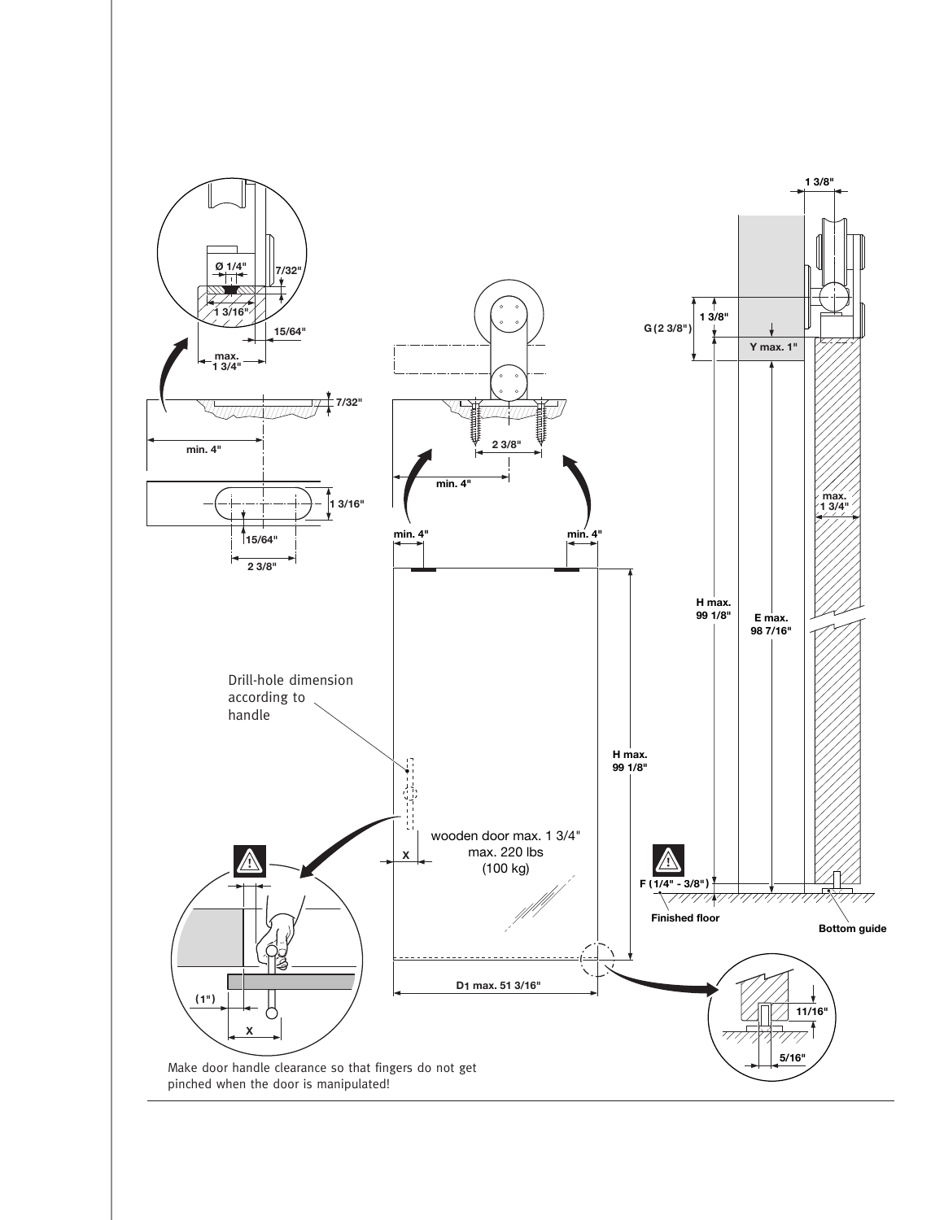1 3/8"

Ø 1/4"

7/32"

1 3/16"

15/64"

max. 1 3/4"

7/32"

min. 4"

1 3/16"

15/64"

2 3/8"

2 3/8"

min. 4"

min. 4"

min. 4"

G (2 3/8")

1 3/8"

Y max. 1"

max. 1 3/4"

H max. 99 1/8"

E max. 98 7/16"

H max. 99 1/8"

Drill-hole dimension according to handle

wooden door max. 1 3/4"
max. 220 lbs
(100 kg)

X

F (1/4" - 3/8")

Finished floor

Bottom guide

(1")

X

D1 max. 51 3/16"

11/16"

5/16"

Make door handle clearance so that fingers do not get pinched when the door is manipulated!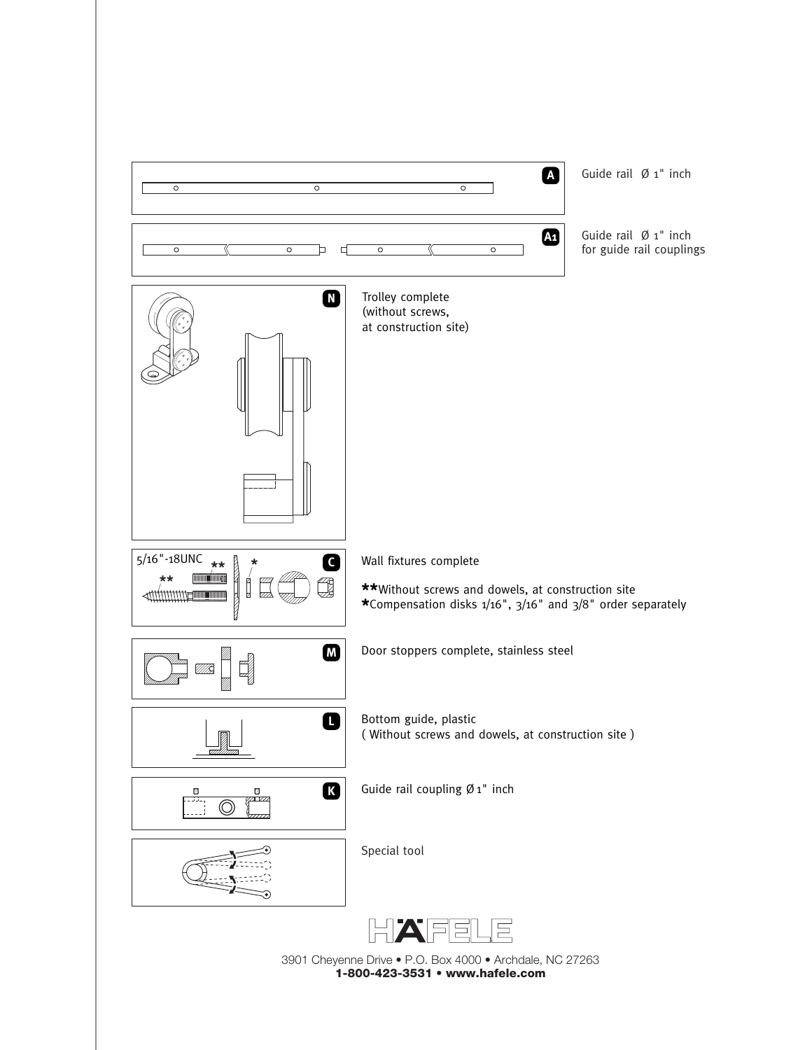A

Guide rail Ø 1" inch

A1

Guide rail Ø 1" inch
for guide rail couplings

N

Trolley complete
(without screws,
at construction site)

5/16"-18UNC ** * C

Wall fixtures complete

**Without screws and dowels, at construction site
*Compensation disks 1/16", 3/16" and 3/8" order separately

M

Door stoppers complete, stainless steel

L

Bottom guide, plastic
( Without screws and dowels, at construction site )

K

Guide rail coupling Ø 1" inch

Special tool

HÄFELE

3901 Cheyenne Drive • P.O. Box 4000 • Archdale, NC 27263
**1-800-423-3531 • www.hafele.com**